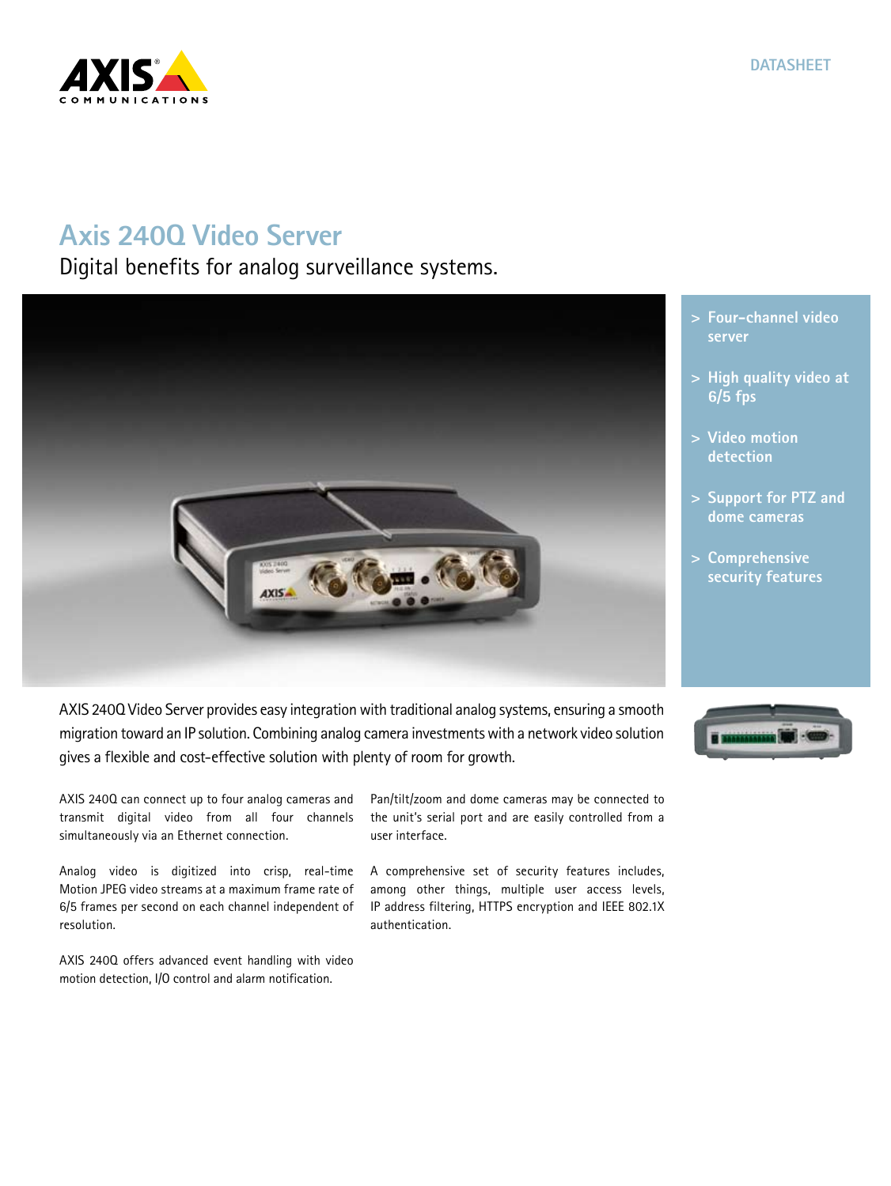DATASHEET

# Axis 240Q Video Server

## Digital benefits for analog surveillance systems.

- Four-channel video server
- High quality video at 6/5 fps
- Video motion detection
- Support for PTZ and dome cameras
- Comprehensive security features

AXIS 240Q Video Server provides easy integration with traditional analog systems, ensuring a smooth migration toward an IP solution. Combining analog camera investments with a network video solution gives a flexible and cost-effective solution with plenty of room for growth.

AXIS 240Q can connect up to four analog cameras and transmit digital video from all four channels simultaneously via an Ethernet connection.

Analog video is digitized into crisp, real-time Motion JPEG video streams at a maximum frame rate of 6/5 frames per second on each channel independent of resolution.

AXIS 240Q offers advanced event handling with video motion detection, I/O control and alarm notification.

Pan/tilt/zoom and dome cameras may be connected to the unit's serial port and are easily controlled from a user interface.

A comprehensive set of security features includes, among other things, multiple user access levels, IP address filtering, HTTPS encryption and IEEE 802.1X authentication.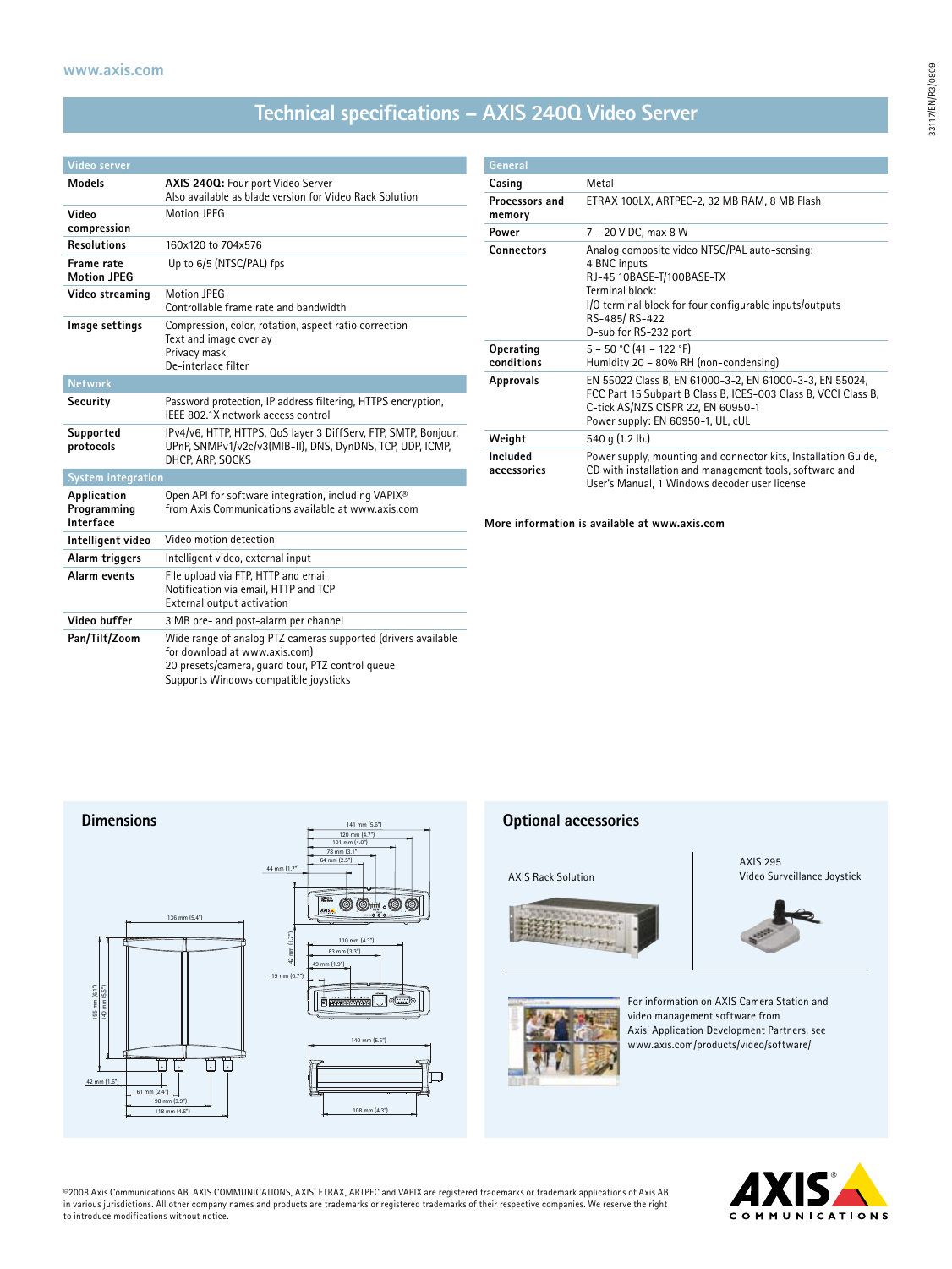# Technical specifications – AXIS 240Q Video Server

| Video server | |
|---|---|
| **Models** | **AXIS 240Q:** Four port Video Server<br>Also available as blade version for Video Rack Solution |
| **Video compression** | Motion JPEG |
| **Resolutions** | 160x120 to 704x576 |
| **Frame rate Motion JPEG** | Up to 6/5 (NTSC/PAL) fps |
| **Video streaming** | Motion JPEG<br>Controllable frame rate and bandwidth |
| **Image settings** | Compression, color, rotation, aspect ratio correction<br>Text and image overlay<br>Privacy mask<br>De-interlace filter |

| Network | |
|---|---|
| **Security** | Password protection, IP address filtering, HTTPS encryption, IEEE 802.1X network access control |
| **Supported protocols** | IPv4/v6, HTTP, HTTPS, QoS layer 3 DiffServ, FTP, SMTP, Bonjour, UPnP, SNMPv1/v2c/v3(MIB-II), DNS, DynDNS, TCP, UDP, ICMP, DHCP, ARP, SOCKS |

| System integration | |
|---|---|
| **Application Programming Interface** | Open API for software integration, including VAPIX® from Axis Communications available at www.axis.com |
| **Intelligent video** | Video motion detection |
| **Alarm triggers** | Intelligent video, external input |
| **Alarm events** | File upload via FTP, HTTP and email<br>Notification via email, HTTP and TCP<br>External output activation |
| **Video buffer** | 3 MB pre- and post-alarm per channel |
| **Pan/Tilt/Zoom** | Wide range of analog PTZ cameras supported (drivers available for download at www.axis.com)<br>20 presets/camera, guard tour, PTZ control queue<br>Supports Windows compatible joysticks |

| General | |
|---|---|
| **Casing** | Metal |
| **Processors and memory** | ETRAX 100LX, ARTPEC-2, 32 MB RAM, 8 MB Flash |
| **Power** | 7 – 20 V DC, max 8 W |
| **Connectors** | Analog composite video NTSC/PAL auto-sensing:<br>4 BNC inputs<br>RJ-45 10BASE-T/100BASE-TX<br>Terminal block:<br>I/O terminal block for four configurable inputs/outputs<br>RS-485/ RS-422<br>D-sub for RS-232 port |
| **Operating conditions** | 5 – 50 °C (41 – 122 °F)<br>Humidity 20 – 80% RH (non-condensing) |
| **Approvals** | EN 55022 Class B, EN 61000-3-2, EN 61000-3-3, EN 55024, FCC Part 15 Subpart B Class B, ICES-003 Class B, VCCI Class B, C-tick AS/NZS CISPR 22, EN 60950-1<br>Power supply: EN 60950-1, UL, cUL |
| **Weight** | 540 g (1.2 lb.) |
| **Included accessories** | Power supply, mounting and connector kits, Installation Guide, CD with installation and management tools, software and User's Manual, 1 Windows decoder user license |

**More information is available at www.axis.com**

## Dimensions

141 mm (5.6")
120 mm (4.7")
101 mm (4.0")
78 mm (3.1")
64 mm (2.5")
44 mm (1.7")
136 mm (5.4")
42 mm (1.7")
110 mm (4.3")
83 mm (3.3")
49 mm (1.9")
19 mm (0.7")
155 mm (6.1")
140 mm (5.5")
140 mm (5.5")
42 mm (1.6")
61 mm (2.4")
98 mm (3.9")
118 mm (4.6")
108 mm (4.3")

## Optional accessories

AXIS Rack Solution

AXIS 295
Video Surveillance Joystick

For information on AXIS Camera Station and video management software from Axis' Application Development Partners, see www.axis.com/products/video/software/

©2008 Axis Communications AB. AXIS COMMUNICATIONS, AXIS, ETRAX, ARTPEC and VAPIX are registered trademarks or trademark applications of Axis AB in various jurisdictions. All other company names and products are trademarks or registered trademarks of their respective companies. We reserve the right to introduce modifications without notice.